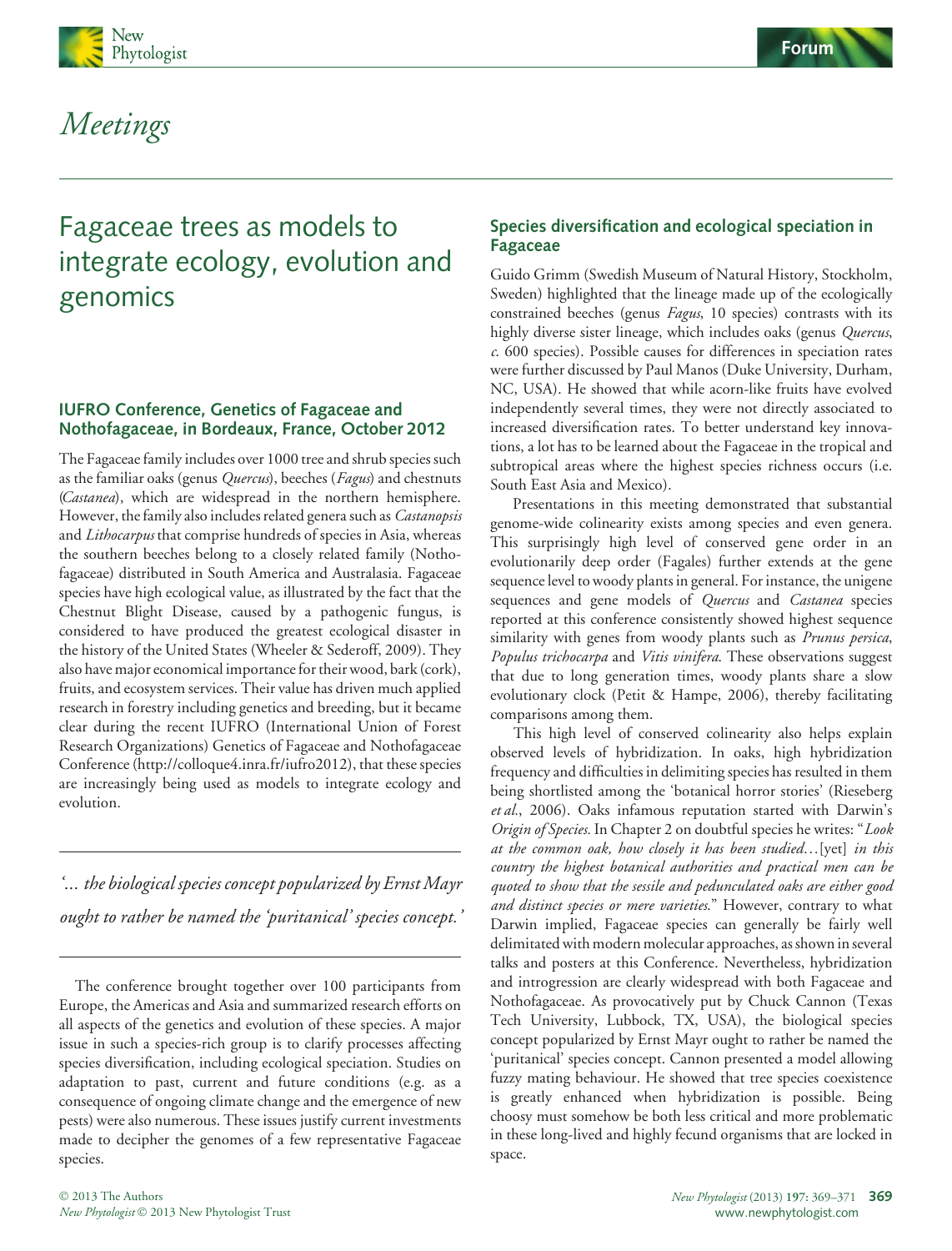# Meetings

## Fagaceae trees as models to integrate ecology, evolution and genomics

### IUFRO Conference, Genetics of Fagaceae and Nothofagaceae, in Bordeaux, France, October 2012

The Fagaceae family includes over 1000 tree and shrub species such as the familiar oaks (genus *Quercus*), beeches (*Fagus*) and chestnuts (*Castanea*), which are widespread in the northern hemisphere. However, the family also includes related genera such as *Castanopsis* and *Lithocarpus* that comprise hundreds of species in Asia, whereas the southern beeches belong to a closely related family (Nothofagaceae) distributed in South America and Australasia. Fagaceae species have high ecological value, as illustrated by the fact that the Chestnut Blight Disease, caused by a pathogenic fungus, is considered to have produced the greatest ecological disaster in the history of the United States (Wheeler & Sederoff, 2009). They also have major economical importance for their wood, bark (cork), fruits, and ecosystem services. Their value has driven much applied research in forestry including genetics and breeding, but it became clear during the recent IUFRO (International Union of Forest Research Organizations) Genetics of Fagaceae and Nothofagaceae Conference (http://colloque4.inra.fr/iufro2012), that these species are increasingly being used as models to integrate ecology and evolution.

> *'… the biological species concept popularized by Ernst Mayr ought to rather be named the 'puritanical' species concept.'*

The conference brought together over 100 participants from Europe, the Americas and Asia and summarized research efforts on all aspects of the genetics and evolution of these species. A major issue in such a species-rich group is to clarify processes affecting species diversification, including ecological speciation. Studies on adaptation to past, current and future conditions (e.g. as a consequence of ongoing climate change and the emergence of new pests) were also numerous. These issues justify current investments made to decipher the genomes of a few representative Fagaceae species.

### Species diversification and ecological speciation in Fagaceae

Guido Grimm (Swedish Museum of Natural History, Stockholm, Sweden) highlighted that the lineage made up of the ecologically constrained beeches (genus *Fagus*, 10 species) contrasts with its highly diverse sister lineage, which includes oaks (genus *Quercus*, *c*. 600 species). Possible causes for differences in speciation rates were further discussed by Paul Manos (Duke University, Durham, NC, USA). He showed that while acorn-like fruits have evolved independently several times, they were not directly associated to increased diversification rates. To better understand key innovations, a lot has to be learned about the Fagaceae in the tropical and subtropical areas where the highest species richness occurs (i.e. South East Asia and Mexico).

Presentations in this meeting demonstrated that substantial genome-wide colinearity exists among species and even genera. This surprisingly high level of conserved gene order in an evolutionarily deep order (Fagales) further extends at the gene sequence level to woody plants in general. For instance, the unigene sequences and gene models of *Quercus* and *Castanea* species reported at this conference consistently showed highest sequence similarity with genes from woody plants such as *Prunus persica*, *Populus trichocarpa* and *Vitis vinifera*. These observations suggest that due to long generation times, woody plants share a slow evolutionary clock (Petit & Hampe, 2006), thereby facilitating comparisons among them.

This high level of conserved colinearity also helps explain observed levels of hybridization. In oaks, high hybridization frequency and difficulties in delimiting species has resulted in them being shortlisted among the 'botanical horror stories' (Rieseberg *et al.*, 2006). Oaks infamous reputation started with Darwin's *Origin of Species.* In Chapter 2 on doubtful species he writes: "*Look at the common oak, how closely it has been studied…*[yet] *in this country the highest botanical authorities and practical men can be quoted to show that the sessile and pedunculated oaks are either good and distinct species or mere varieties.*" However, contrary to what Darwin implied, Fagaceae species can generally be fairly well delimitated with modern molecular approaches, as shown in several talks and posters at this Conference. Nevertheless, hybridization and introgression are clearly widespread with both Fagaceae and Nothofagaceae. As provocatively put by Chuck Cannon (Texas Tech University, Lubbock, TX, USA), the biological species concept popularized by Ernst Mayr ought to rather be named the 'puritanical' species concept. Cannon presented a model allowing fuzzy mating behaviour. He showed that tree species coexistence is greatly enhanced when hybridization is possible. Being choosy must somehow be both less critical and more problematic in these long-lived and highly fecund organisms that are locked in space.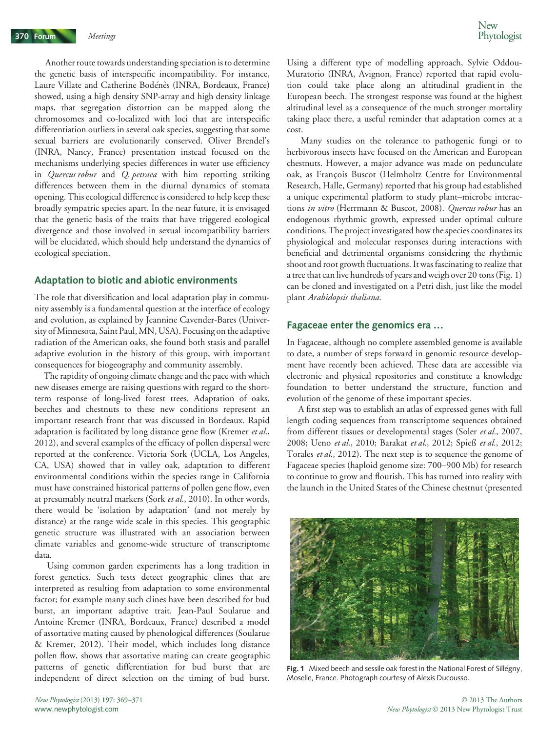Another route towards understanding speciation is to determine the genetic basis of interspecific incompatibility. For instance, Laure Villate and Catherine Bodénès (INRA, Bordeaux, France) showed, using a high density SNP-array and high density linkage maps, that segregation distortion can be mapped along the chromosomes and co-localized with loci that are interspecific differentiation outliers in several oak species, suggesting that some sexual barriers are evolutionarily conserved. Oliver Brendel's (INRA, Nancy, France) presentation instead focused on the mechanisms underlying species differences in water use efficiency in *Quercus robur* and *Q. petraea* with him reporting striking differences between them in the diurnal dynamics of stomata opening. This ecological difference is considered to help keep these broadly sympatric species apart. In the near future, it is envisaged that the genetic basis of the traits that have triggered ecological divergence and those involved in sexual incompatibility barriers will be elucidated, which should help understand the dynamics of ecological speciation.

## Adaptation to biotic and abiotic environments

The role that diversification and local adaptation play in community assembly is a fundamental question at the interface of ecology and evolution, as explained by Jeannine Cavender-Bares (University of Minnesota, Saint Paul, MN, USA). Focusing on the adaptive radiation of the American oaks, she found both stasis and parallel adaptive evolution in the history of this group, with important consequences for biogeography and community assembly.

The rapidity of ongoing climate change and the pace with which new diseases emerge are raising questions with regard to the short-term response of long-lived forest trees. Adaptation of oaks, beeches and chestnuts to these new conditions represent an important research front that was discussed in Bordeaux. Rapid adaptation is facilitated by long distance gene flow (Kremer *et al.*, 2012), and several examples of the efficacy of pollen dispersal were reported at the conference. Victoria Sork (UCLA, Los Angeles, CA, USA) showed that in valley oak, adaptation to different environmental conditions within the species range in California must have constrained historical patterns of pollen gene flow, even at presumably neutral markers (Sork *et al.*, 2010). In other words, there would be 'isolation by adaptation' (and not merely by distance) at the range wide scale in this species. This geographic genetic structure was illustrated with an association between climate variables and genome-wide structure of transcriptome data.

Using common garden experiments has a long tradition in forest genetics. Such tests detect geographic clines that are interpreted as resulting from adaptation to some environmental factor; for example many such clines have been described for bud burst, an important adaptive trait. Jean-Paul Soularue and Antoine Kremer (INRA, Bordeaux, France) described a model of assortative mating caused by phenological differences (Soularue & Kremer, 2012). Their model, which includes long distance pollen flow, shows that assortative mating can create geographic patterns of genetic differentiation for bud burst that are independent of direct selection on the timing of bud burst. Using a different type of modelling approach, Sylvie Oddou-Muratorio (INRA, Avignon, France) reported that rapid evolution could take place along an altitudinal gradient in the European beech. The strongest response was found at the highest altitudinal level as a consequence of the much stronger mortality taking place there, a useful reminder that adaptation comes at a cost.

Many studies on the tolerance to pathogenic fungi or to herbivorous insects have focused on the American and European chestnuts. However, a major advance was made on pedunculate oak, as François Buscot (Helmholtz Centre for Environmental Research, Halle, Germany) reported that his group had established a unique experimental platform to study plant–microbe interactions *in vitro* (Herrmann & Buscot, 2008). *Quercus robur* has an endogenous rhythmic growth, expressed under optimal culture conditions. The project investigated how the species coordinates its physiological and molecular responses during interactions with beneficial and detrimental organisms considering the rhythmic shoot and root growth fluctuations. It was fascinating to realize that a tree that can live hundreds of years and weigh over 20 tons (Fig. 1) can be cloned and investigated on a Petri dish, just like the model plant *Arabidopsis thaliana*.

## Fagaceae enter the genomics era …

In Fagaceae, although no complete assembled genome is available to date, a number of steps forward in genomic resource development have recently been achieved. These data are accessible via electronic and physical repositories and constitute a knowledge foundation to better understand the structure, function and evolution of the genome of these important species.

A first step was to establish an atlas of expressed genes with full length coding sequences from transcriptome sequences obtained from different tissues or developmental stages (Soler *et al.*, 2007, 2008; Ueno *et al.*, 2010; Barakat *et al.*, 2012; Spieß *et al.*, 2012; Torales *et al.*, 2012). The next step is to sequence the genome of Fagaceae species (haploid genome size: 700–900 Mb) for research to continue to grow and flourish. This has turned into reality with the launch in the United States of the Chinese chestnut (presented

**Fig. 1** Mixed beech and sessile oak forest in the National Forest of Sillégny, Moselle, France. Photograph courtesy of Alexis Ducousso.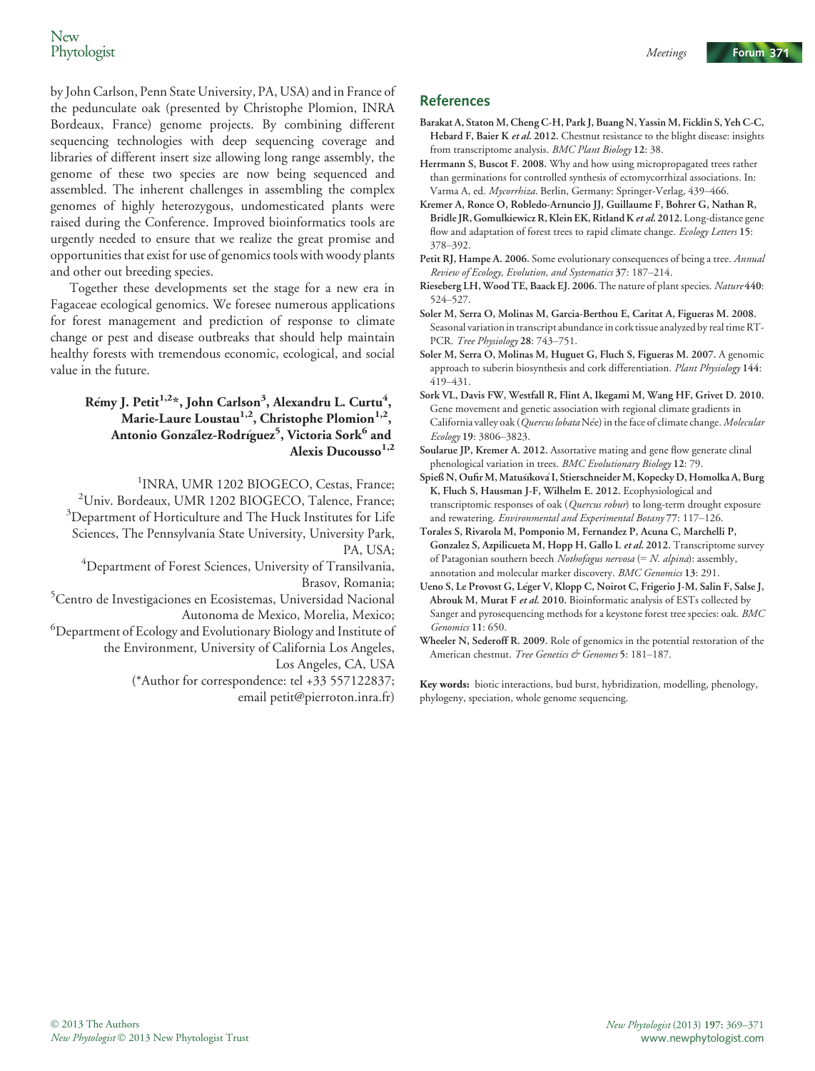by John Carlson, Penn State University, PA, USA) and in France of the pedunculate oak (presented by Christophe Plomion, INRA Bordeaux, France) genome projects. By combining different sequencing technologies with deep sequencing coverage and libraries of different insert size allowing long range assembly, the genome of these two species are now being sequenced and assembled. The inherent challenges in assembling the complex genomes of highly heterozygous, undomesticated plants were raised during the Conference. Improved bioinformatics tools are urgently needed to ensure that we realize the great promise and opportunities that exist for use of genomics tools with woody plants and other out breeding species.

Together these developments set the stage for a new era in Fagaceae ecological genomics. We foresee numerous applications for forest management and prediction of response to climate change or pest and disease outbreaks that should help maintain healthy forests with tremendous economic, ecological, and social value in the future.

**Rémy J. Petit[1,2]*, John Carlson[3], Alexandru L. Curtu[4], Marie-Laure Loustau[1,2], Christophe Plomion[1,2], Antonio González-Rodríguez[5], Victoria Sork[6] and Alexis Ducousso[1,2]**

[1]INRA, UMR 1202 BIOGECO, Cestas, France;
[2]Univ. Bordeaux, UMR 1202 BIOGECO, Talence, France;
[3]Department of Horticulture and The Huck Institutes for Life Sciences, The Pennsylvania State University, University Park, PA, USA;
[4]Department of Forest Sciences, University of Transilvania, Brasov, Romania;
[5]Centro de Investigaciones en Ecosistemas, Universidad Nacional Autonoma de Mexico, Morelia, Mexico;
[6]Department of Ecology and Evolutionary Biology and Institute of the Environment, University of California Los Angeles, Los Angeles, CA, USA
(*Author for correspondence: tel +33 557122837; email petit@pierroton.inra.fr)

## References

**Barakat A, Staton M, Cheng C-H, Park J, Buang N, Yassin M, Ficklin S, Yeh C-C, Hebard F, Baier K *et al.* 2012.** Chestnut resistance to the blight disease: insights from transcriptome analysis. *BMC Plant Biology* **12**: 38.

**Herrmann S, Buscot F. 2008.** Why and how using micropropagated trees rather than germinations for controlled synthesis of ectomycorrhizal associations. In: Varma A, ed. *Mycorrhiza*. Berlin, Germany: Springer-Verlag, 439–466.

**Kremer A, Ronce O, Robledo-Arnuncio JJ, Guillaume F, Bohrer G, Nathan R, Bridle JR, Gomulkiewicz R, Klein EK, Ritland K *et al.* 2012.** Long-distance gene flow and adaptation of forest trees to rapid climate change. *Ecology Letters* **15**: 378–392.

**Petit RJ, Hampe A. 2006.** Some evolutionary consequences of being a tree. *Annual Review of Ecology, Evolution, and Systematics* **37**: 187–214.

**Rieseberg LH, Wood TE, Baack EJ. 2006.** The nature of plant species. *Nature* **440**: 524–527.

**Soler M, Serra O, Molinas M, Garcia-Berthou E, Caritat A, Figueras M. 2008.** Seasonal variation in transcript abundance in cork tissue analyzed by real time RT-PCR. *Tree Physiology* **28**: 743–751.

**Soler M, Serra O, Molinas M, Huguet G, Fluch S, Figueras M. 2007.** A genomic approach to suberin biosynthesis and cork differentiation. *Plant Physiology* **144**: 419–431.

**Sork VL, Davis FW, Westfall R, Flint A, Ikegami M, Wang HF, Grivet D. 2010.** Gene movement and genetic association with regional climate gradients in California valley oak (*Quercus lobata* Née) in the face of climate change. *Molecular Ecology* **19**: 3806–3823.

**Soularue JP, Kremer A. 2012.** Assortative mating and gene flow generate clinal phenological variation in trees. *BMC Evolutionary Biology* **12**: 79.

**Spieß N, Oufir M, Matušíková I, Stierschneider M, Kopecky D, Homolka A, Burg K, Fluch S, Hausman J-F, Wilhelm E. 2012.** Ecophysiological and transcriptomic responses of oak (*Quercus robur*) to long-term drought exposure and rewatering. *Environmental and Experimental Botany* **77**: 117–126.

**Torales S, Rivarola M, Pomponio M, Fernandez P, Acuna C, Marchelli P, Gonzalez S, Azpilicueta M, Hopp H, Gallo L *et al.* 2012.** Transcriptome survey of Patagonian southern beech *Nothofagus nervosa* (= *N. alpina*): assembly, annotation and molecular marker discovery. *BMC Genomics* **13**: 291.

**Ueno S, Le Provost G, Léger V, Klopp C, Noirot C, Frigerio J-M, Salin F, Salse J, Abrouk M, Murat F *et al.* 2010.** Bioinformatic analysis of ESTs collected by Sanger and pyrosequencing methods for a keystone forest tree species: oak. *BMC Genomics* **11**: 650.

**Wheeler N, Sederoff R. 2009.** Role of genomics in the potential restoration of the American chestnut. *Tree Genetics & Genomes* **5**: 181–187.

**Key words:** biotic interactions, bud burst, hybridization, modelling, phenology, phylogeny, speciation, whole genome sequencing.